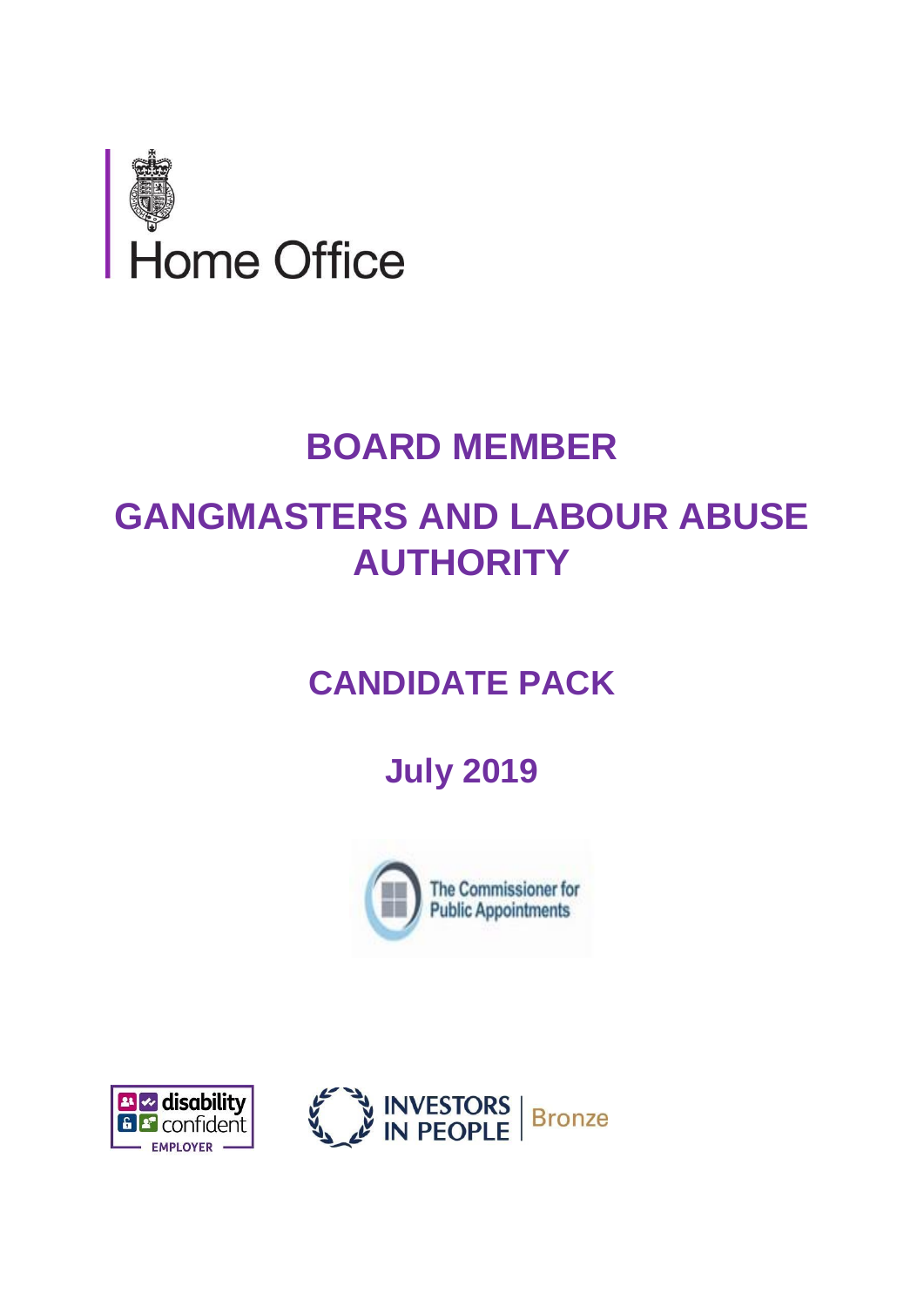Home Office

# BOARD MEMBER

# GANGMASTERS AND LABOUR ABUSE AUTHORITY

## CANDIDATE PACK

## July 2019

The Commissioner for Public Appointments

disability confident EMPLOYER

INVESTORS IN PEOPLE | Bronze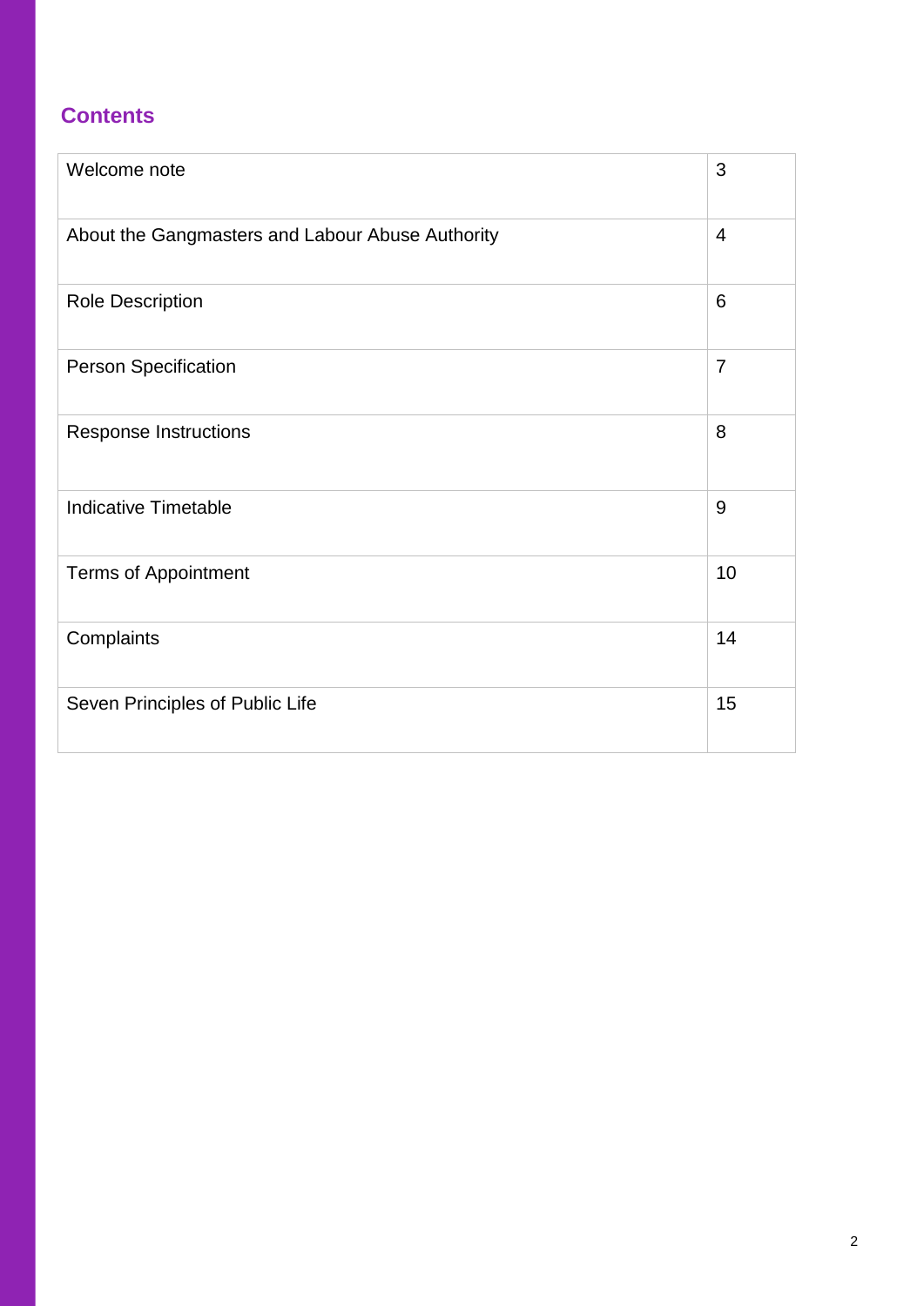## Contents

| | |
|---|---|
| Welcome note | 3 |
| About the Gangmasters and Labour Abuse Authority | 4 |
| Role Description | 6 |
| Person Specification | 7 |
| Response Instructions | 8 |
| Indicative Timetable | 9 |
| Terms of Appointment | 10 |
| Complaints | 14 |
| Seven Principles of Public Life | 15 |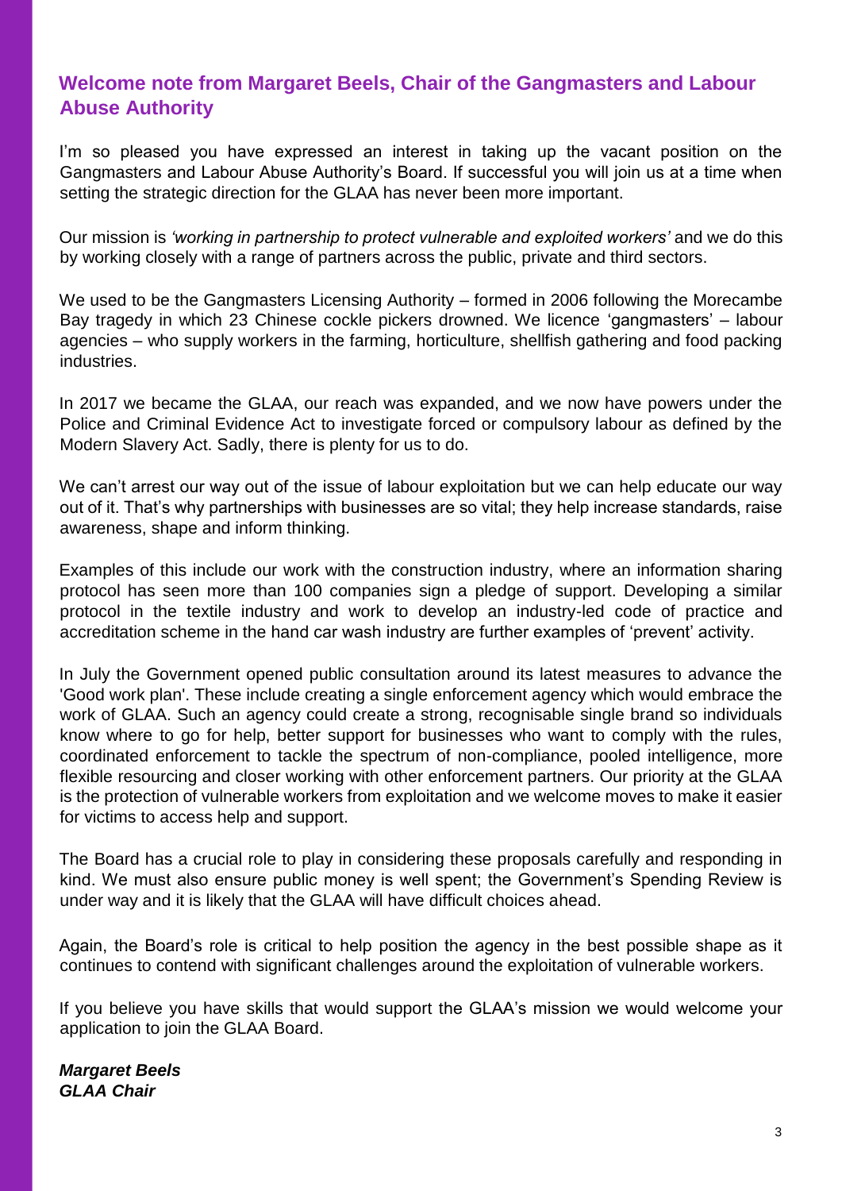## Welcome note from Margaret Beels, Chair of the Gangmasters and Labour Abuse Authority

I'm so pleased you have expressed an interest in taking up the vacant position on the Gangmasters and Labour Abuse Authority's Board. If successful you will join us at a time when setting the strategic direction for the GLAA has never been more important.

Our mission is *'working in partnership to protect vulnerable and exploited workers'* and we do this by working closely with a range of partners across the public, private and third sectors.

We used to be the Gangmasters Licensing Authority – formed in 2006 following the Morecambe Bay tragedy in which 23 Chinese cockle pickers drowned. We licence 'gangmasters' – labour agencies – who supply workers in the farming, horticulture, shellfish gathering and food packing industries.

In 2017 we became the GLAA, our reach was expanded, and we now have powers under the Police and Criminal Evidence Act to investigate forced or compulsory labour as defined by the Modern Slavery Act. Sadly, there is plenty for us to do.

We can't arrest our way out of the issue of labour exploitation but we can help educate our way out of it. That's why partnerships with businesses are so vital; they help increase standards, raise awareness, shape and inform thinking.

Examples of this include our work with the construction industry, where an information sharing protocol has seen more than 100 companies sign a pledge of support. Developing a similar protocol in the textile industry and work to develop an industry-led code of practice and accreditation scheme in the hand car wash industry are further examples of 'prevent' activity.

In July the Government opened public consultation around its latest measures to advance the 'Good work plan'. These include creating a single enforcement agency which would embrace the work of GLAA. Such an agency could create a strong, recognisable single brand so individuals know where to go for help, better support for businesses who want to comply with the rules, coordinated enforcement to tackle the spectrum of non-compliance, pooled intelligence, more flexible resourcing and closer working with other enforcement partners. Our priority at the GLAA is the protection of vulnerable workers from exploitation and we welcome moves to make it easier for victims to access help and support.

The Board has a crucial role to play in considering these proposals carefully and responding in kind. We must also ensure public money is well spent; the Government's Spending Review is under way and it is likely that the GLAA will have difficult choices ahead.

Again, the Board's role is critical to help position the agency in the best possible shape as it continues to contend with significant challenges around the exploitation of vulnerable workers.

If you believe you have skills that would support the GLAA's mission we would welcome your application to join the GLAA Board.

***Margaret Beels***
***GLAA Chair***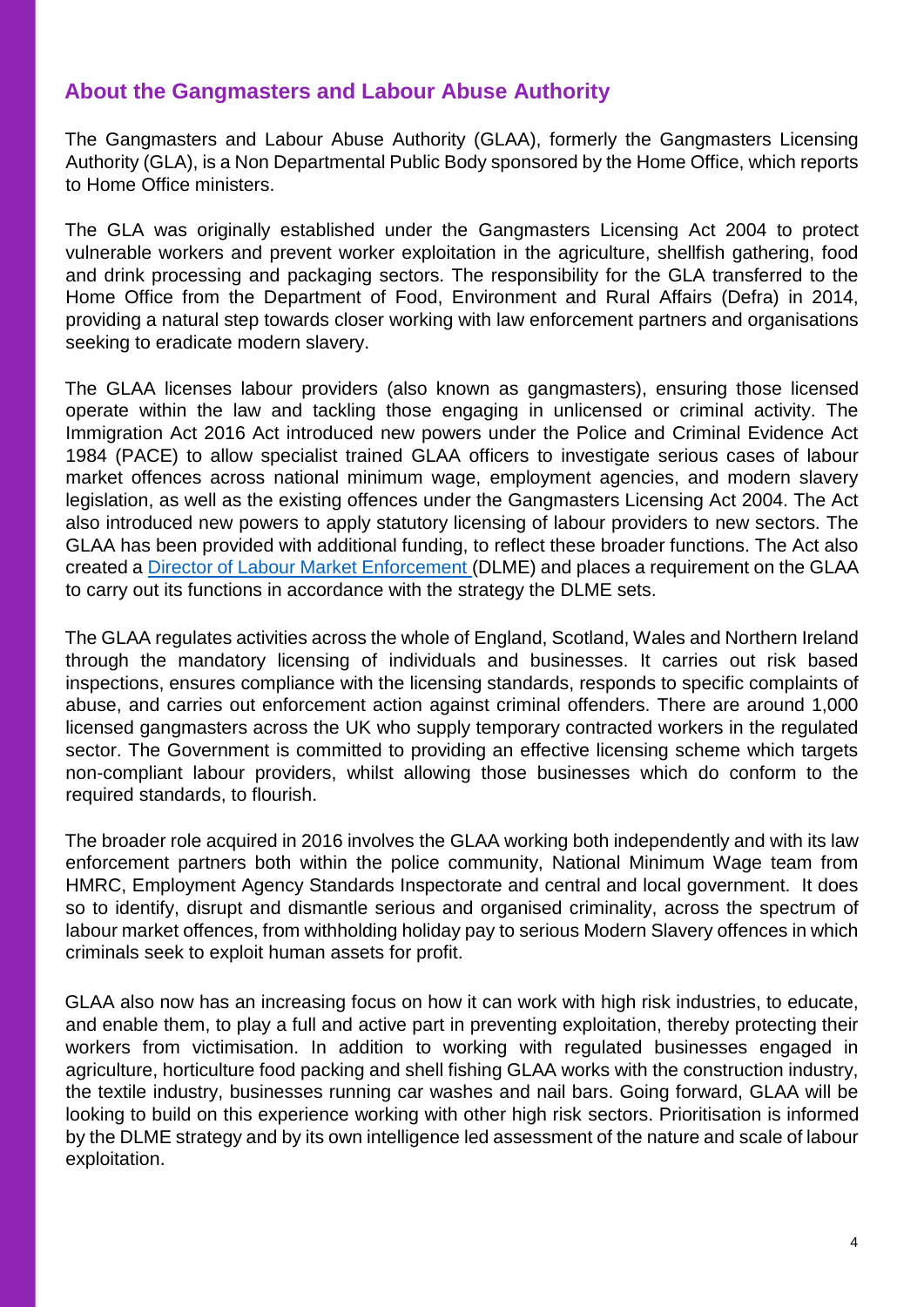## About the Gangmasters and Labour Abuse Authority

The Gangmasters and Labour Abuse Authority (GLAA), formerly the Gangmasters Licensing Authority (GLA), is a Non Departmental Public Body sponsored by the Home Office, which reports to Home Office ministers.

The GLA was originally established under the Gangmasters Licensing Act 2004 to protect vulnerable workers and prevent worker exploitation in the agriculture, shellfish gathering, food and drink processing and packaging sectors. The responsibility for the GLA transferred to the Home Office from the Department of Food, Environment and Rural Affairs (Defra) in 2014, providing a natural step towards closer working with law enforcement partners and organisations seeking to eradicate modern slavery.

The GLAA licenses labour providers (also known as gangmasters), ensuring those licensed operate within the law and tackling those engaging in unlicensed or criminal activity. The Immigration Act 2016 Act introduced new powers under the Police and Criminal Evidence Act 1984 (PACE) to allow specialist trained GLAA officers to investigate serious cases of labour market offences across national minimum wage, employment agencies, and modern slavery legislation, as well as the existing offences under the Gangmasters Licensing Act 2004. The Act also introduced new powers to apply statutory licensing of labour providers to new sectors. The GLAA has been provided with additional funding, to reflect these broader functions. The Act also created a Director of Labour Market Enforcement (DLME) and places a requirement on the GLAA to carry out its functions in accordance with the strategy the DLME sets.

The GLAA regulates activities across the whole of England, Scotland, Wales and Northern Ireland through the mandatory licensing of individuals and businesses. It carries out risk based inspections, ensures compliance with the licensing standards, responds to specific complaints of abuse, and carries out enforcement action against criminal offenders. There are around 1,000 licensed gangmasters across the UK who supply temporary contracted workers in the regulated sector. The Government is committed to providing an effective licensing scheme which targets non-compliant labour providers, whilst allowing those businesses which do conform to the required standards, to flourish.

The broader role acquired in 2016 involves the GLAA working both independently and with its law enforcement partners both within the police community, National Minimum Wage team from HMRC, Employment Agency Standards Inspectorate and central and local government. It does so to identify, disrupt and dismantle serious and organised criminality, across the spectrum of labour market offences, from withholding holiday pay to serious Modern Slavery offences in which criminals seek to exploit human assets for profit.

GLAA also now has an increasing focus on how it can work with high risk industries, to educate, and enable them, to play a full and active part in preventing exploitation, thereby protecting their workers from victimisation. In addition to working with regulated businesses engaged in agriculture, horticulture food packing and shell fishing GLAA works with the construction industry, the textile industry, businesses running car washes and nail bars. Going forward, GLAA will be looking to build on this experience working with other high risk sectors. Prioritisation is informed by the DLME strategy and by its own intelligence led assessment of the nature and scale of labour exploitation.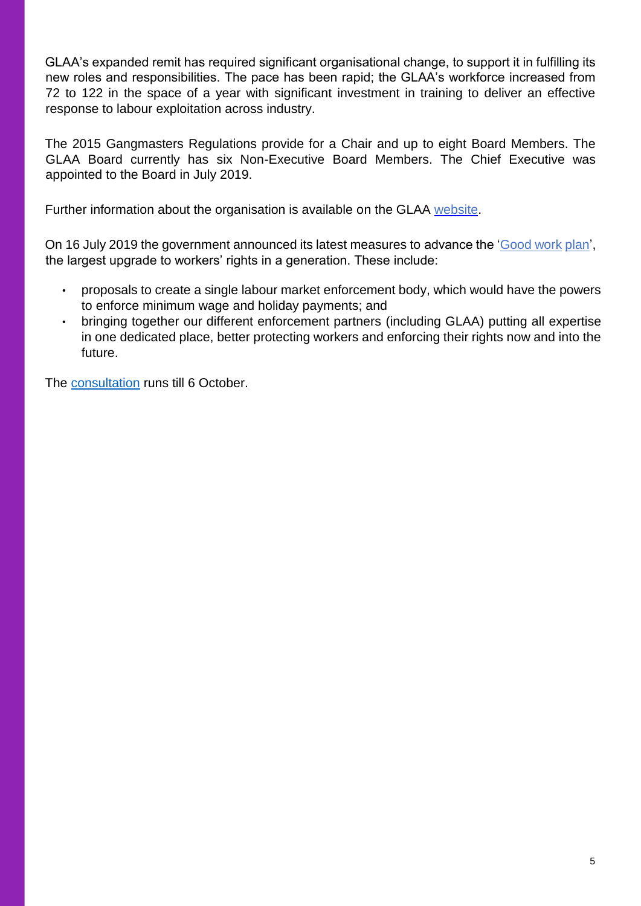GLAA's expanded remit has required significant organisational change, to support it in fulfilling its new roles and responsibilities. The pace has been rapid; the GLAA's workforce increased from 72 to 122 in the space of a year with significant investment in training to deliver an effective response to labour exploitation across industry.

The 2015 Gangmasters Regulations provide for a Chair and up to eight Board Members. The GLAA Board currently has six Non-Executive Board Members. The Chief Executive was appointed to the Board in July 2019.

Further information about the organisation is available on the GLAA website.

On 16 July 2019 the government announced its latest measures to advance the 'Good work plan', the largest upgrade to workers' rights in a generation. These include:

- proposals to create a single labour market enforcement body, which would have the powers to enforce minimum wage and holiday payments; and
- bringing together our different enforcement partners (including GLAA) putting all expertise in one dedicated place, better protecting workers and enforcing their rights now and into the future.

The consultation runs till 6 October.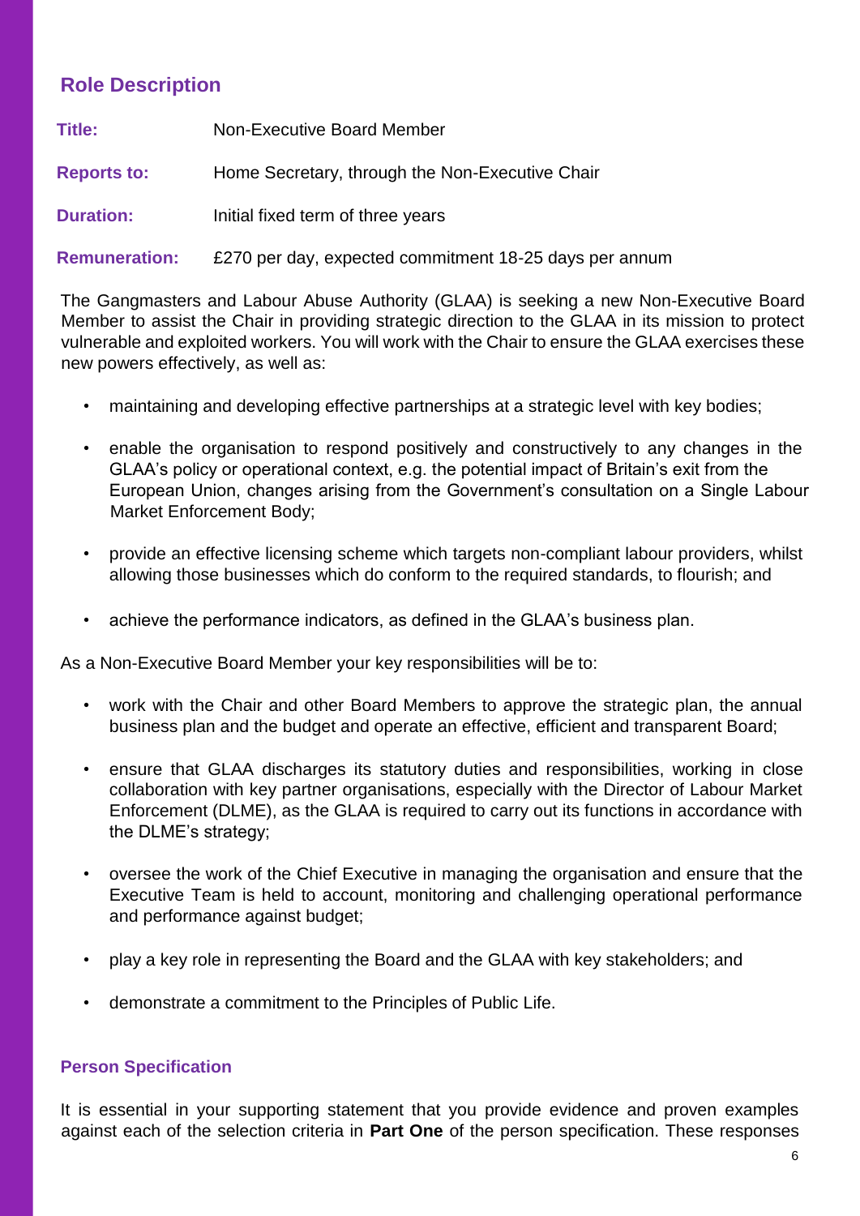## Role Description

**Title:** Non-Executive Board Member

**Reports to:** Home Secretary, through the Non-Executive Chair

**Duration:** Initial fixed term of three years

**Remuneration:** £270 per day, expected commitment 18-25 days per annum

The Gangmasters and Labour Abuse Authority (GLAA) is seeking a new Non-Executive Board Member to assist the Chair in providing strategic direction to the GLAA in its mission to protect vulnerable and exploited workers. You will work with the Chair to ensure the GLAA exercises these new powers effectively, as well as:

- maintaining and developing effective partnerships at a strategic level with key bodies;
- enable the organisation to respond positively and constructively to any changes in the GLAA's policy or operational context, e.g. the potential impact of Britain's exit from the European Union, changes arising from the Government's consultation on a Single Labour Market Enforcement Body;
- provide an effective licensing scheme which targets non-compliant labour providers, whilst allowing those businesses which do conform to the required standards, to flourish; and
- achieve the performance indicators, as defined in the GLAA's business plan.

As a Non-Executive Board Member your key responsibilities will be to:

- work with the Chair and other Board Members to approve the strategic plan, the annual business plan and the budget and operate an effective, efficient and transparent Board;
- ensure that GLAA discharges its statutory duties and responsibilities, working in close collaboration with key partner organisations, especially with the Director of Labour Market Enforcement (DLME), as the GLAA is required to carry out its functions in accordance with the DLME's strategy;
- oversee the work of the Chief Executive in managing the organisation and ensure that the Executive Team is held to account, monitoring and challenging operational performance and performance against budget;
- play a key role in representing the Board and the GLAA with key stakeholders; and
- demonstrate a commitment to the Principles of Public Life.

### Person Specification

It is essential in your supporting statement that you provide evidence and proven examples against each of the selection criteria in **Part One** of the person specification. These responses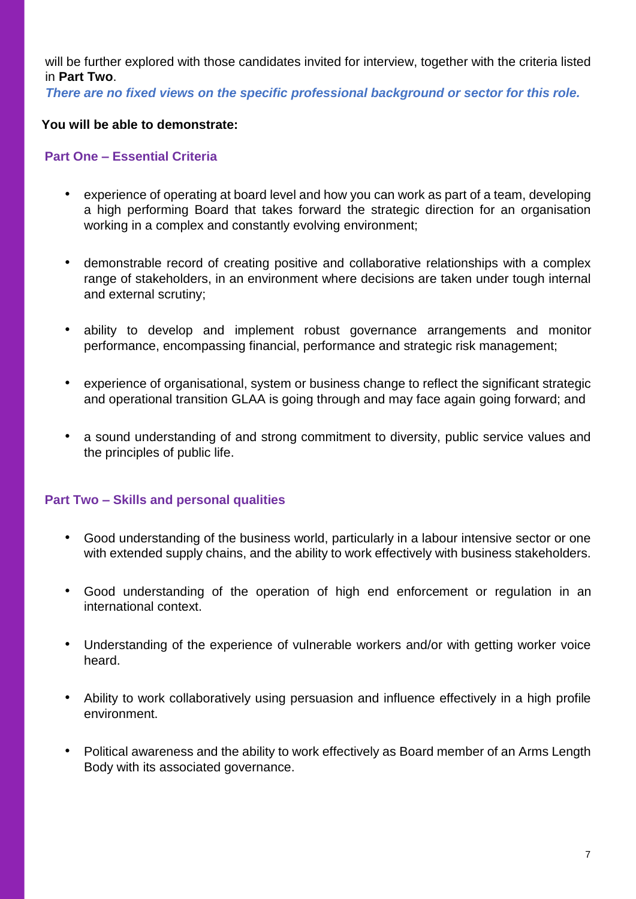will be further explored with those candidates invited for interview, together with the criteria listed in **Part Two**.

***There are no fixed views on the specific professional background or sector for this role.***

**You will be able to demonstrate:**

### Part One – Essential Criteria

- experience of operating at board level and how you can work as part of a team, developing a high performing Board that takes forward the strategic direction for an organisation working in a complex and constantly evolving environment;
- demonstrable record of creating positive and collaborative relationships with a complex range of stakeholders, in an environment where decisions are taken under tough internal and external scrutiny;
- ability to develop and implement robust governance arrangements and monitor performance, encompassing financial, performance and strategic risk management;
- experience of organisational, system or business change to reflect the significant strategic and operational transition GLAA is going through and may face again going forward; and
- a sound understanding of and strong commitment to diversity, public service values and the principles of public life.

### Part Two – Skills and personal qualities

- Good understanding of the business world, particularly in a labour intensive sector or one with extended supply chains, and the ability to work effectively with business stakeholders.
- Good understanding of the operation of high end enforcement or regulation in an international context.
- Understanding of the experience of vulnerable workers and/or with getting worker voice heard.
- Ability to work collaboratively using persuasion and influence effectively in a high profile environment.
- Political awareness and the ability to work effectively as Board member of an Arms Length Body with its associated governance.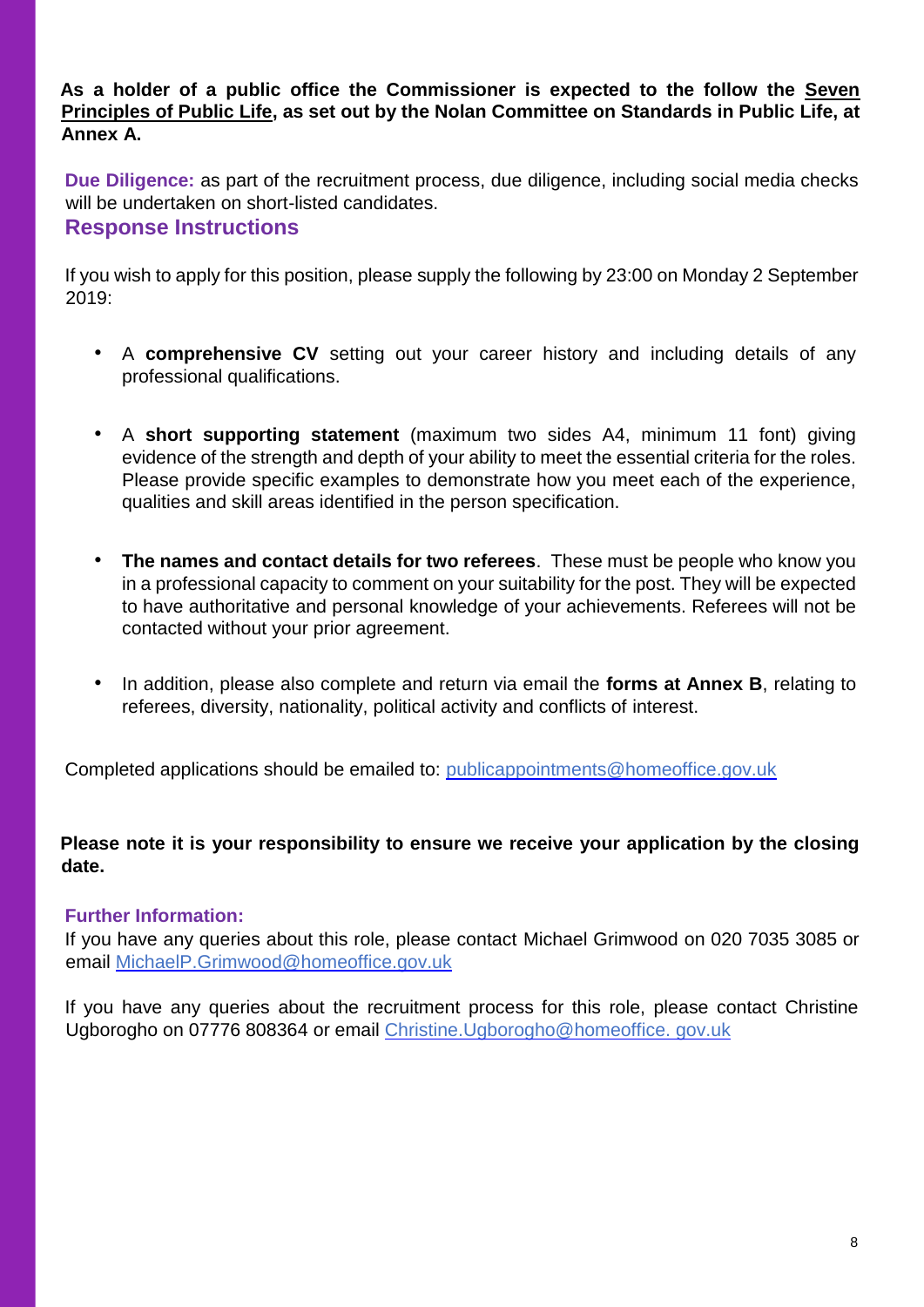**As a holder of a public office the Commissioner is expected to the follow the Seven Principles of Public Life, as set out by the Nolan Committee on Standards in Public Life, at Annex A.**

**Due Diligence:** as part of the recruitment process, due diligence, including social media checks will be undertaken on short-listed candidates.

## Response Instructions

If you wish to apply for this position, please supply the following by 23:00 on Monday 2 September 2019:

- A **comprehensive CV** setting out your career history and including details of any professional qualifications.
- A **short supporting statement** (maximum two sides A4, minimum 11 font) giving evidence of the strength and depth of your ability to meet the essential criteria for the roles. Please provide specific examples to demonstrate how you meet each of the experience, qualities and skill areas identified in the person specification.
- **The names and contact details for two referees**. These must be people who know you in a professional capacity to comment on your suitability for the post. They will be expected to have authoritative and personal knowledge of your achievements. Referees will not be contacted without your prior agreement.
- In addition, please also complete and return via email the **forms at Annex B**, relating to referees, diversity, nationality, political activity and conflicts of interest.

Completed applications should be emailed to: publicappointments@homeoffice.gov.uk

**Please note it is your responsibility to ensure we receive your application by the closing date.**

**Further Information:**

If you have any queries about this role, please contact Michael Grimwood on 020 7035 3085 or email MichaelP.Grimwood@homeoffice.gov.uk

If you have any queries about the recruitment process for this role, please contact Christine Ugborogho on 07776 808364 or email Christine.Ugborogho@homeoffice. gov.uk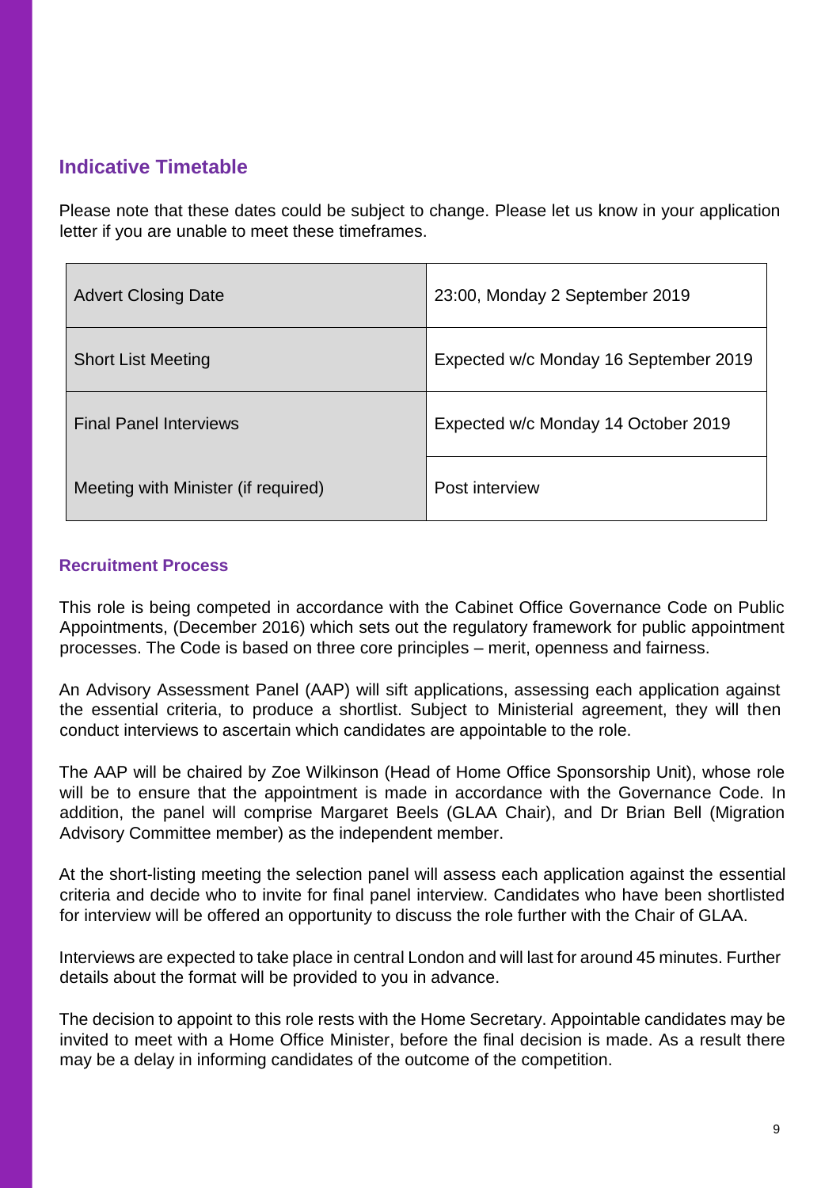## Indicative Timetable

Please note that these dates could be subject to change. Please let us know in your application letter if you are unable to meet these timeframes.

| | |
|---|---|
| Advert Closing Date | 23:00, Monday 2 September 2019 |
| Short List Meeting | Expected w/c Monday 16 September 2019 |
| Final Panel Interviews | Expected w/c Monday 14 October 2019 |
| Meeting with Minister (if required) | Post interview |

### Recruitment Process

This role is being competed in accordance with the Cabinet Office Governance Code on Public Appointments, (December 2016) which sets out the regulatory framework for public appointment processes. The Code is based on three core principles – merit, openness and fairness.

An Advisory Assessment Panel (AAP) will sift applications, assessing each application against the essential criteria, to produce a shortlist. Subject to Ministerial agreement, they will then conduct interviews to ascertain which candidates are appointable to the role.

The AAP will be chaired by Zoe Wilkinson (Head of Home Office Sponsorship Unit), whose role will be to ensure that the appointment is made in accordance with the Governance Code. In addition, the panel will comprise Margaret Beels (GLAA Chair), and Dr Brian Bell (Migration Advisory Committee member) as the independent member.

At the short-listing meeting the selection panel will assess each application against the essential criteria and decide who to invite for final panel interview. Candidates who have been shortlisted for interview will be offered an opportunity to discuss the role further with the Chair of GLAA.

Interviews are expected to take place in central London and will last for around 45 minutes. Further details about the format will be provided to you in advance.

The decision to appoint to this role rests with the Home Secretary. Appointable candidates may be invited to meet with a Home Office Minister, before the final decision is made. As a result there may be a delay in informing candidates of the outcome of the competition.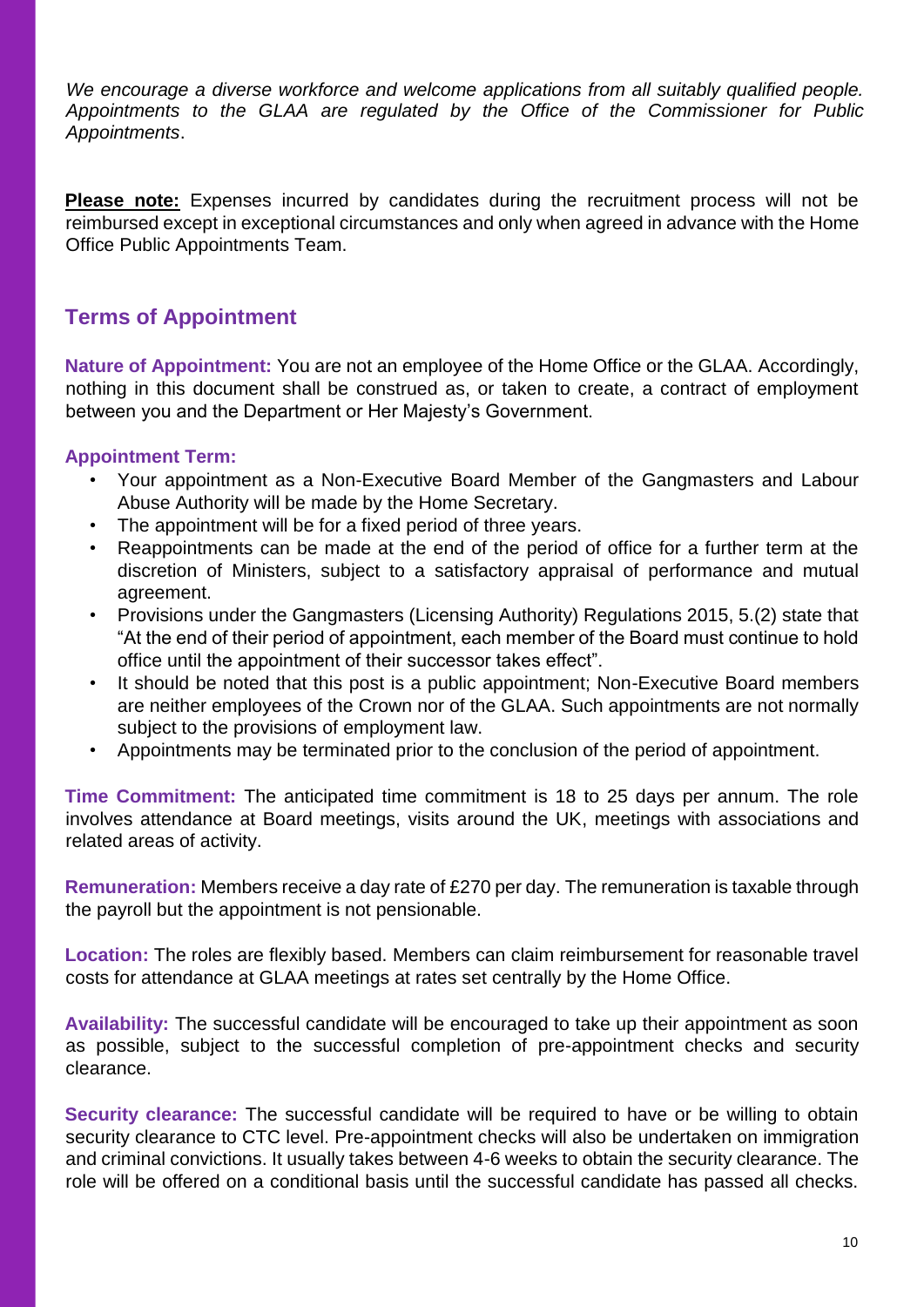*We encourage a diverse workforce and welcome applications from all suitably qualified people. Appointments to the GLAA are regulated by the Office of the Commissioner for Public Appointments*.

**Please note:** Expenses incurred by candidates during the recruitment process will not be reimbursed except in exceptional circumstances and only when agreed in advance with the Home Office Public Appointments Team.

## Terms of Appointment

**Nature of Appointment:** You are not an employee of the Home Office or the GLAA. Accordingly, nothing in this document shall be construed as, or taken to create, a contract of employment between you and the Department or Her Majesty's Government.

**Appointment Term:**

- Your appointment as a Non-Executive Board Member of the Gangmasters and Labour Abuse Authority will be made by the Home Secretary.
- The appointment will be for a fixed period of three years.
- Reappointments can be made at the end of the period of office for a further term at the discretion of Ministers, subject to a satisfactory appraisal of performance and mutual agreement.
- Provisions under the Gangmasters (Licensing Authority) Regulations 2015, 5.(2) state that "At the end of their period of appointment, each member of the Board must continue to hold office until the appointment of their successor takes effect".
- It should be noted that this post is a public appointment; Non-Executive Board members are neither employees of the Crown nor of the GLAA. Such appointments are not normally subject to the provisions of employment law.
- Appointments may be terminated prior to the conclusion of the period of appointment.

**Time Commitment:** The anticipated time commitment is 18 to 25 days per annum. The role involves attendance at Board meetings, visits around the UK, meetings with associations and related areas of activity.

**Remuneration:** Members receive a day rate of £270 per day. The remuneration is taxable through the payroll but the appointment is not pensionable.

**Location:** The roles are flexibly based. Members can claim reimbursement for reasonable travel costs for attendance at GLAA meetings at rates set centrally by the Home Office.

**Availability:** The successful candidate will be encouraged to take up their appointment as soon as possible, subject to the successful completion of pre-appointment checks and security clearance.

**Security clearance:** The successful candidate will be required to have or be willing to obtain security clearance to CTC level. Pre-appointment checks will also be undertaken on immigration and criminal convictions. It usually takes between 4-6 weeks to obtain the security clearance. The role will be offered on a conditional basis until the successful candidate has passed all checks.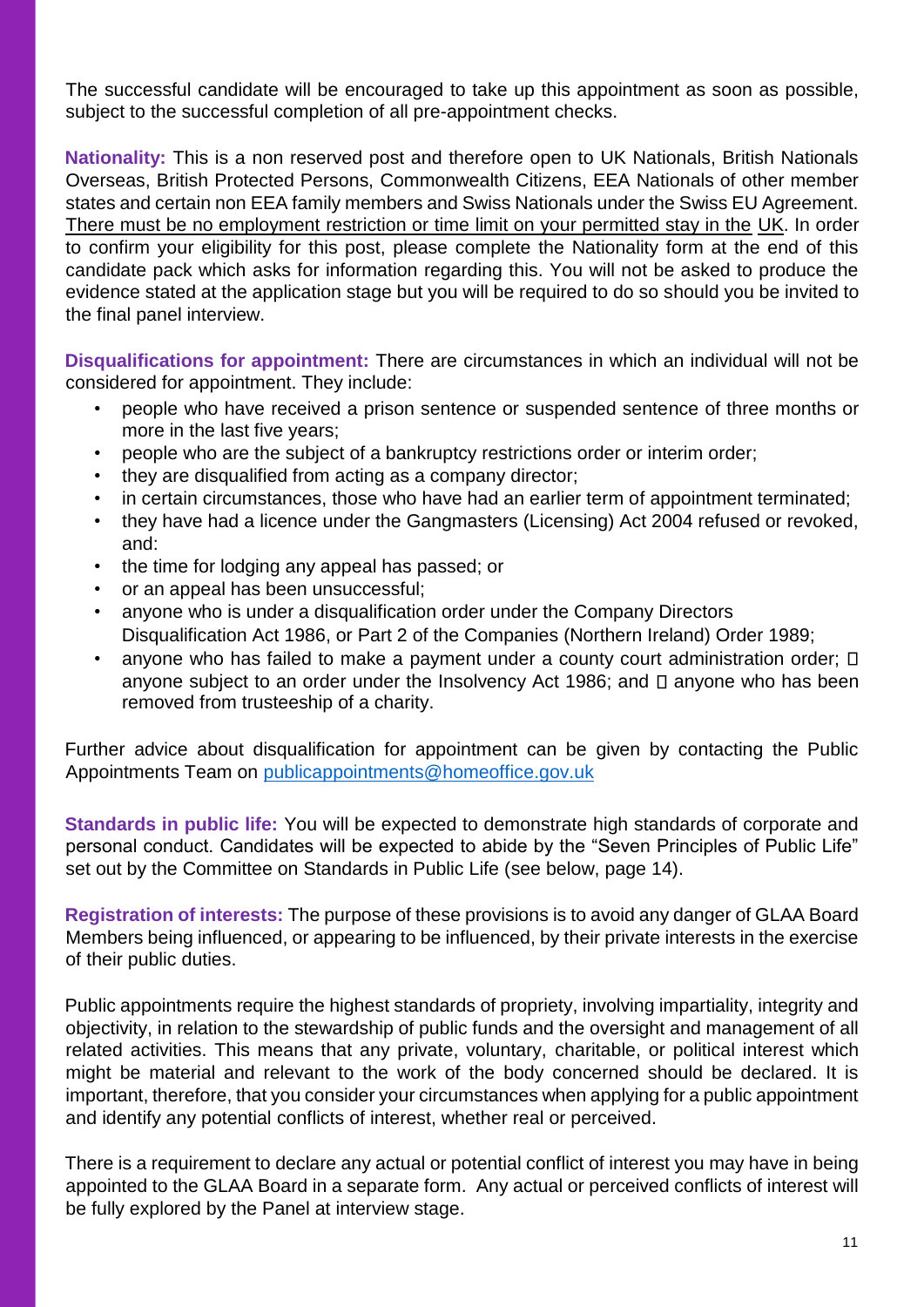The successful candidate will be encouraged to take up this appointment as soon as possible, subject to the successful completion of all pre-appointment checks.

**Nationality:** This is a non reserved post and therefore open to UK Nationals, British Nationals Overseas, British Protected Persons, Commonwealth Citizens, EEA Nationals of other member states and certain non EEA family members and Swiss Nationals under the Swiss EU Agreement. There must be no employment restriction or time limit on your permitted stay in the UK. In order to confirm your eligibility for this post, please complete the Nationality form at the end of this candidate pack which asks for information regarding this. You will not be asked to produce the evidence stated at the application stage but you will be required to do so should you be invited to the final panel interview.

**Disqualifications for appointment:** There are circumstances in which an individual will not be considered for appointment. They include:

- people who have received a prison sentence or suspended sentence of three months or more in the last five years;
- people who are the subject of a bankruptcy restrictions order or interim order;
- they are disqualified from acting as a company director;
- in certain circumstances, those who have had an earlier term of appointment terminated;
- they have had a licence under the Gangmasters (Licensing) Act 2004 refused or revoked, and:
- the time for lodging any appeal has passed; or
- or an appeal has been unsuccessful;
- anyone who is under a disqualification order under the Company Directors Disqualification Act 1986, or Part 2 of the Companies (Northern Ireland) Order 1989;
- anyone who has failed to make a payment under a county court administration order;  anyone subject to an order under the Insolvency Act 1986; and  anyone who has been removed from trusteeship of a charity.

Further advice about disqualification for appointment can be given by contacting the Public Appointments Team on publicappointments@homeoffice.gov.uk

**Standards in public life:** You will be expected to demonstrate high standards of corporate and personal conduct. Candidates will be expected to abide by the "Seven Principles of Public Life" set out by the Committee on Standards in Public Life (see below, page 14).

**Registration of interests:** The purpose of these provisions is to avoid any danger of GLAA Board Members being influenced, or appearing to be influenced, by their private interests in the exercise of their public duties.

Public appointments require the highest standards of propriety, involving impartiality, integrity and objectivity, in relation to the stewardship of public funds and the oversight and management of all related activities. This means that any private, voluntary, charitable, or political interest which might be material and relevant to the work of the body concerned should be declared. It is important, therefore, that you consider your circumstances when applying for a public appointment and identify any potential conflicts of interest, whether real or perceived.

There is a requirement to declare any actual or potential conflict of interest you may have in being appointed to the GLAA Board in a separate form. Any actual or perceived conflicts of interest will be fully explored by the Panel at interview stage.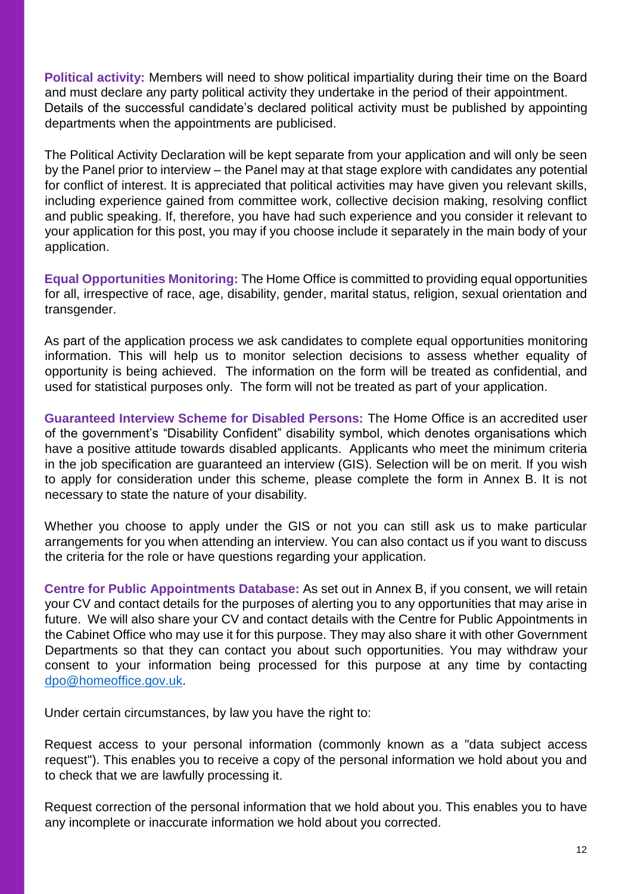**Political activity:** Members will need to show political impartiality during their time on the Board and must declare any party political activity they undertake in the period of their appointment. Details of the successful candidate's declared political activity must be published by appointing departments when the appointments are publicised.

The Political Activity Declaration will be kept separate from your application and will only be seen by the Panel prior to interview – the Panel may at that stage explore with candidates any potential for conflict of interest. It is appreciated that political activities may have given you relevant skills, including experience gained from committee work, collective decision making, resolving conflict and public speaking. If, therefore, you have had such experience and you consider it relevant to your application for this post, you may if you choose include it separately in the main body of your application.

**Equal Opportunities Monitoring:** The Home Office is committed to providing equal opportunities for all, irrespective of race, age, disability, gender, marital status, religion, sexual orientation and transgender.

As part of the application process we ask candidates to complete equal opportunities monitoring information. This will help us to monitor selection decisions to assess whether equality of opportunity is being achieved. The information on the form will be treated as confidential, and used for statistical purposes only. The form will not be treated as part of your application.

**Guaranteed Interview Scheme for Disabled Persons:** The Home Office is an accredited user of the government's "Disability Confident" disability symbol, which denotes organisations which have a positive attitude towards disabled applicants. Applicants who meet the minimum criteria in the job specification are guaranteed an interview (GIS). Selection will be on merit. If you wish to apply for consideration under this scheme, please complete the form in Annex B. It is not necessary to state the nature of your disability.

Whether you choose to apply under the GIS or not you can still ask us to make particular arrangements for you when attending an interview. You can also contact us if you want to discuss the criteria for the role or have questions regarding your application.

**Centre for Public Appointments Database:** As set out in Annex B, if you consent, we will retain your CV and contact details for the purposes of alerting you to any opportunities that may arise in future. We will also share your CV and contact details with the Centre for Public Appointments in the Cabinet Office who may use it for this purpose. They may also share it with other Government Departments so that they can contact you about such opportunities. You may withdraw your consent to your information being processed for this purpose at any time by contacting dpo@homeoffice.gov.uk.

Under certain circumstances, by law you have the right to:

Request access to your personal information (commonly known as a "data subject access request"). This enables you to receive a copy of the personal information we hold about you and to check that we are lawfully processing it.

Request correction of the personal information that we hold about you. This enables you to have any incomplete or inaccurate information we hold about you corrected.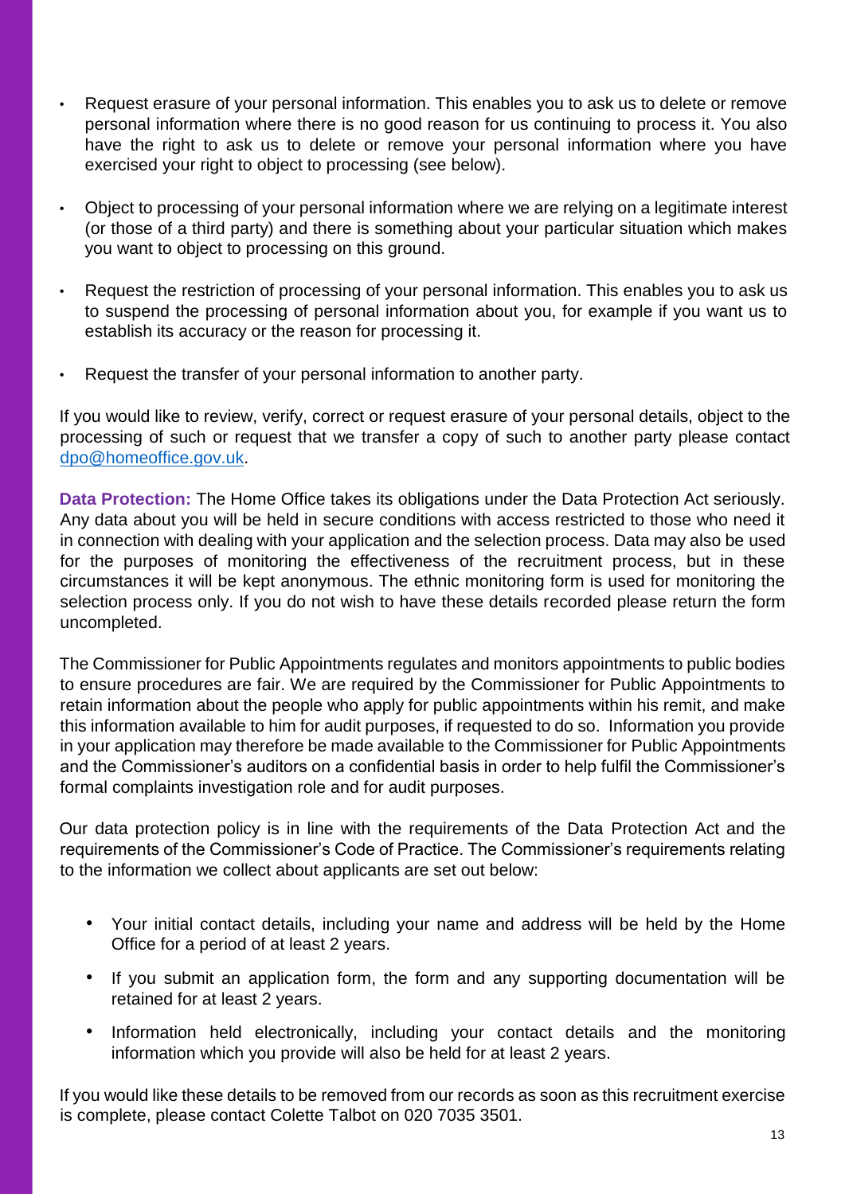- Request erasure of your personal information. This enables you to ask us to delete or remove personal information where there is no good reason for us continuing to process it. You also have the right to ask us to delete or remove your personal information where you have exercised your right to object to processing (see below).

- Object to processing of your personal information where we are relying on a legitimate interest (or those of a third party) and there is something about your particular situation which makes you want to object to processing on this ground.

- Request the restriction of processing of your personal information. This enables you to ask us to suspend the processing of personal information about you, for example if you want us to establish its accuracy or the reason for processing it.

- Request the transfer of your personal information to another party.

If you would like to review, verify, correct or request erasure of your personal details, object to the processing of such or request that we transfer a copy of such to another party please contact dpo@homeoffice.gov.uk.

**Data Protection:** The Home Office takes its obligations under the Data Protection Act seriously. Any data about you will be held in secure conditions with access restricted to those who need it in connection with dealing with your application and the selection process. Data may also be used for the purposes of monitoring the effectiveness of the recruitment process, but in these circumstances it will be kept anonymous. The ethnic monitoring form is used for monitoring the selection process only. If you do not wish to have these details recorded please return the form uncompleted.

The Commissioner for Public Appointments regulates and monitors appointments to public bodies to ensure procedures are fair. We are required by the Commissioner for Public Appointments to retain information about the people who apply for public appointments within his remit, and make this information available to him for audit purposes, if requested to do so. Information you provide in your application may therefore be made available to the Commissioner for Public Appointments and the Commissioner's auditors on a confidential basis in order to help fulfil the Commissioner's formal complaints investigation role and for audit purposes.

Our data protection policy is in line with the requirements of the Data Protection Act and the requirements of the Commissioner's Code of Practice. The Commissioner's requirements relating to the information we collect about applicants are set out below:

- Your initial contact details, including your name and address will be held by the Home Office for a period of at least 2 years.
- If you submit an application form, the form and any supporting documentation will be retained for at least 2 years.
- Information held electronically, including your contact details and the monitoring information which you provide will also be held for at least 2 years.

If you would like these details to be removed from our records as soon as this recruitment exercise is complete, please contact Colette Talbot on 020 7035 3501.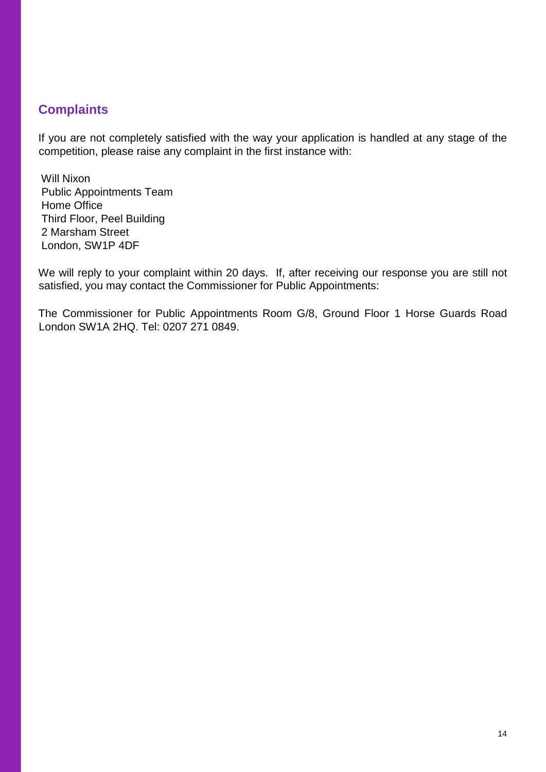## Complaints

If you are not completely satisfied with the way your application is handled at any stage of the competition, please raise any complaint in the first instance with:

Will Nixon  
Public Appointments Team  
Home Office  
Third Floor, Peel Building  
2 Marsham Street  
London, SW1P 4DF

We will reply to your complaint within 20 days. If, after receiving our response you are still not satisfied, you may contact the Commissioner for Public Appointments:

The Commissioner for Public Appointments Room G/8, Ground Floor 1 Horse Guards Road London SW1A 2HQ. Tel: 0207 271 0849.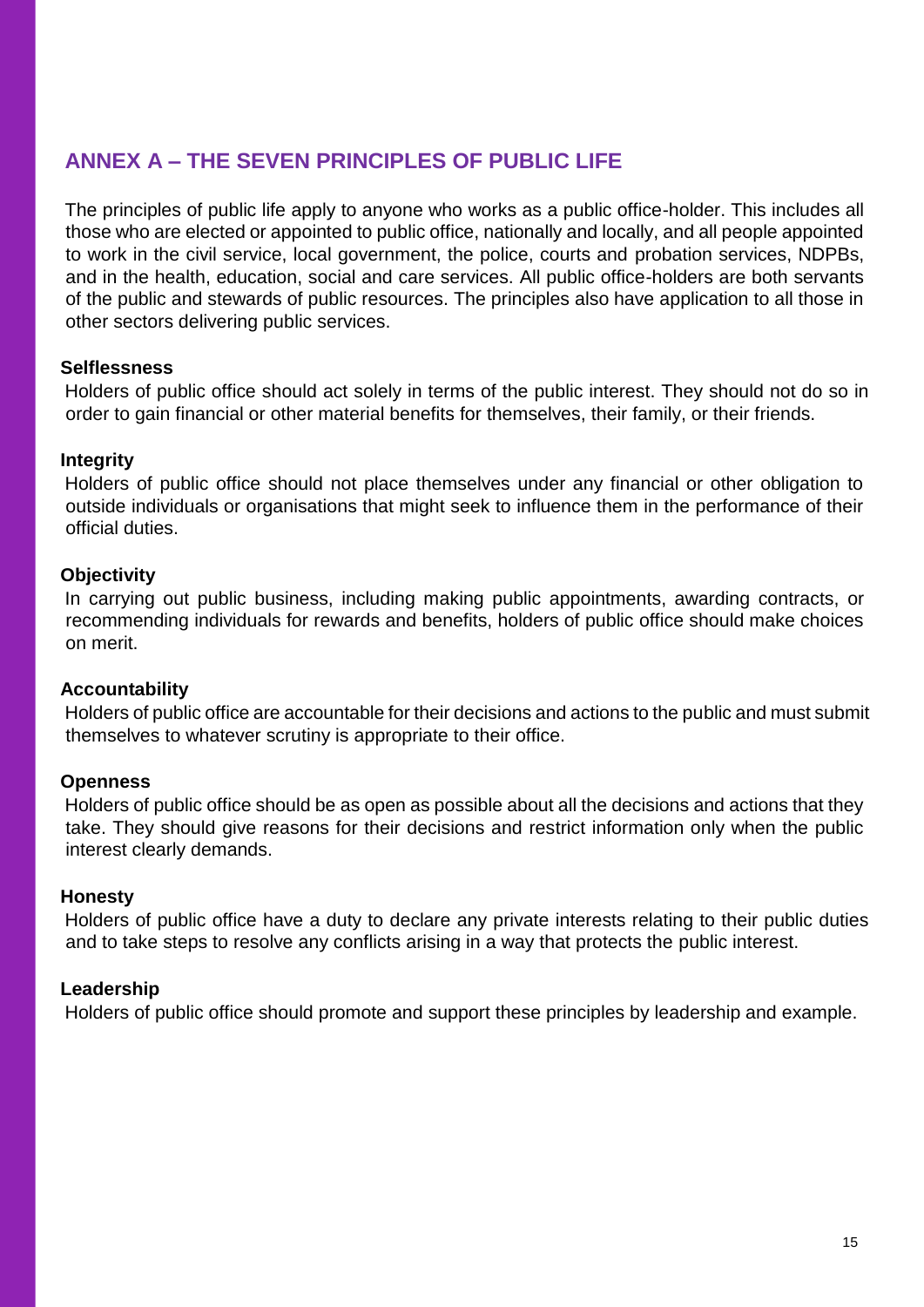## ANNEX A – THE SEVEN PRINCIPLES OF PUBLIC LIFE

The principles of public life apply to anyone who works as a public office-holder. This includes all those who are elected or appointed to public office, nationally and locally, and all people appointed to work in the civil service, local government, the police, courts and probation services, NDPBs, and in the health, education, social and care services. All public office-holders are both servants of the public and stewards of public resources. The principles also have application to all those in other sectors delivering public services.

**Selflessness**

Holders of public office should act solely in terms of the public interest. They should not do so in order to gain financial or other material benefits for themselves, their family, or their friends.

**Integrity**

Holders of public office should not place themselves under any financial or other obligation to outside individuals or organisations that might seek to influence them in the performance of their official duties.

**Objectivity**

In carrying out public business, including making public appointments, awarding contracts, or recommending individuals for rewards and benefits, holders of public office should make choices on merit.

**Accountability**

Holders of public office are accountable for their decisions and actions to the public and must submit themselves to whatever scrutiny is appropriate to their office.

**Openness**

Holders of public office should be as open as possible about all the decisions and actions that they take. They should give reasons for their decisions and restrict information only when the public interest clearly demands.

**Honesty**

Holders of public office have a duty to declare any private interests relating to their public duties and to take steps to resolve any conflicts arising in a way that protects the public interest.

**Leadership**

Holders of public office should promote and support these principles by leadership and example.